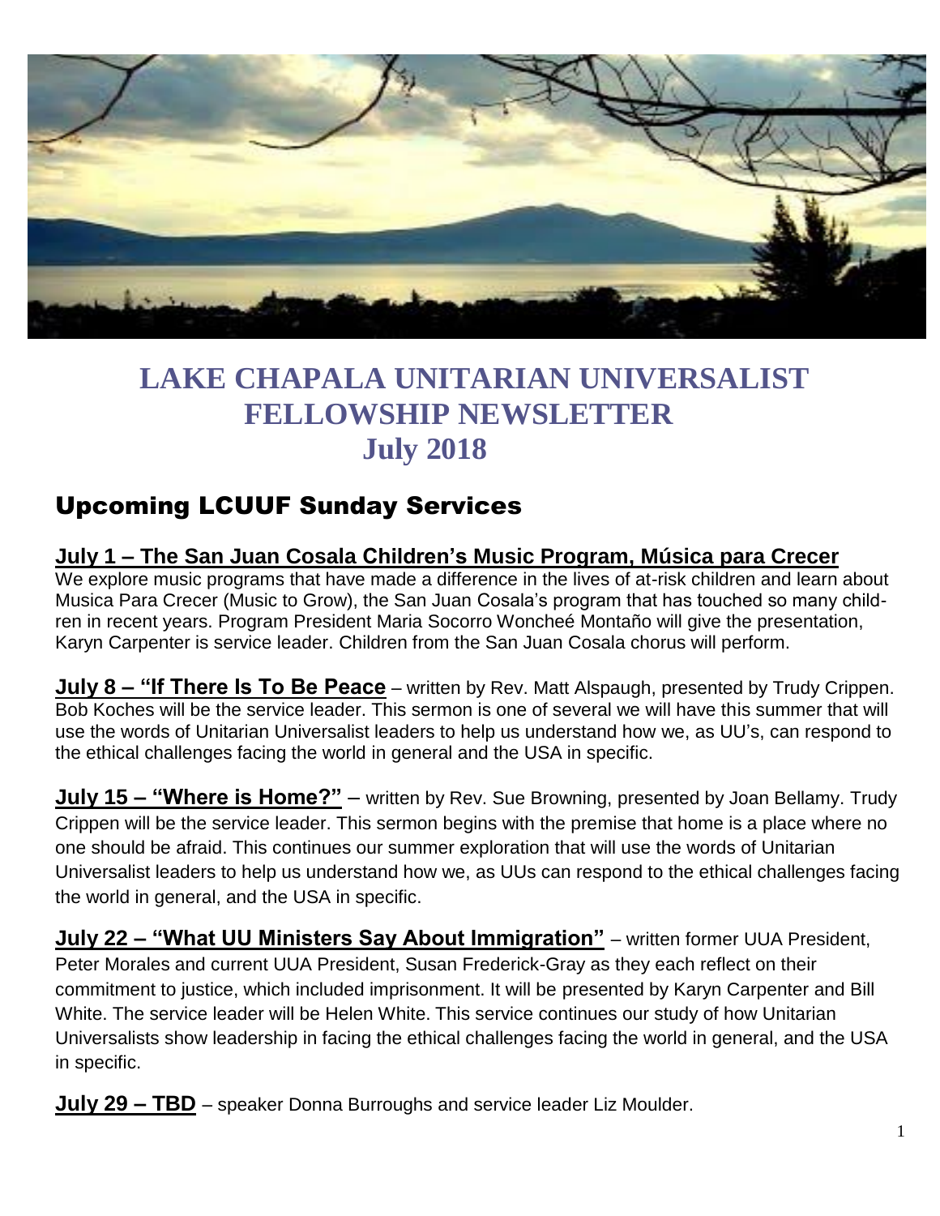# LAKE CHAPALA UNITARIAN UNIVERSALIST FELLOWSHIP NEWSLETTER
# July 2018

## Upcoming LCUUF Sunday Services

**July 1 – The San Juan Cosala Children's Music Program, Música para Crecer**
We explore music programs that have made a difference in the lives of at-risk children and learn about Musica Para Crecer (Music to Grow), the San Juan Cosala's program that has touched so many children in recent years. Program President Maria Socorro Woncheé Montaño will give the presentation, Karyn Carpenter is service leader. Children from the San Juan Cosala chorus will perform.

**July 8 – "If There Is To Be Peace** – written by Rev. Matt Alspaugh, presented by Trudy Crippen. Bob Koches will be the service leader. This sermon is one of several we will have this summer that will use the words of Unitarian Universalist leaders to help us understand how we, as UU's, can respond to the ethical challenges facing the world in general and the USA in specific.

**July 15 – "Where is Home?"** – written by Rev. Sue Browning, presented by Joan Bellamy. Trudy Crippen will be the service leader. This sermon begins with the premise that home is a place where no one should be afraid. This continues our summer exploration that will use the words of Unitarian Universalist leaders to help us understand how we, as UUs can respond to the ethical challenges facing the world in general, and the USA in specific.

**July 22 – "What UU Ministers Say About Immigration"** – written former UUA President, Peter Morales and current UUA President, Susan Frederick-Gray as they each reflect on their commitment to justice, which included imprisonment. It will be presented by Karyn Carpenter and Bill White. The service leader will be Helen White. This service continues our study of how Unitarian Universalists show leadership in facing the ethical challenges facing the world in general, and the USA in specific.

**July 29 – TBD** – speaker Donna Burroughs and service leader Liz Moulder.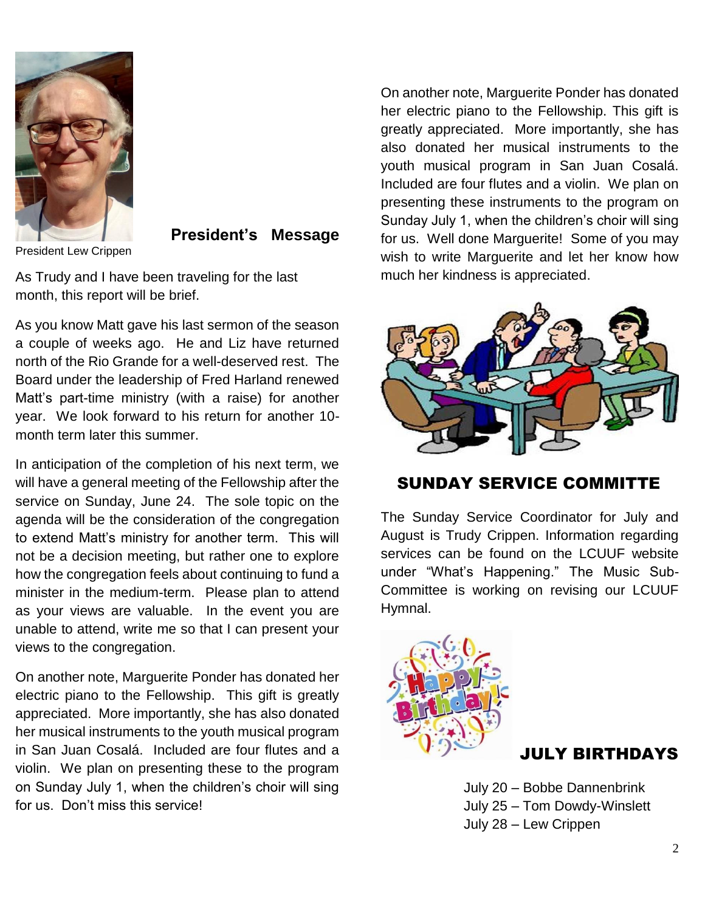President Lew Crippen

## President's Message

As Trudy and I have been traveling for the last month, this report will be brief.

As you know Matt gave his last sermon of the season a couple of weeks ago. He and Liz have returned north of the Rio Grande for a well-deserved rest. The Board under the leadership of Fred Harland renewed Matt's part-time ministry (with a raise) for another year. We look forward to his return for another 10-month term later this summer.

In anticipation of the completion of his next term, we will have a general meeting of the Fellowship after the service on Sunday, June 24. The sole topic on the agenda will be the consideration of the congregation to extend Matt's ministry for another term. This will not be a decision meeting, but rather one to explore how the congregation feels about continuing to fund a minister in the medium-term. Please plan to attend as your views are valuable. In the event you are unable to attend, write me so that I can present your views to the congregation.

On another note, Marguerite Ponder has donated her electric piano to the Fellowship. This gift is greatly appreciated. More importantly, she has also donated her musical instruments to the youth musical program in San Juan Cosalá. Included are four flutes and a violin. We plan on presenting these to the program on Sunday July 1, when the children's choir will sing for us. Don't miss this service!

On another note, Marguerite Ponder has donated her electric piano to the Fellowship. This gift is greatly appreciated. More importantly, she has also donated her musical instruments to the youth musical program in San Juan Cosalá. Included are four flutes and a violin. We plan on presenting these instruments to the program on Sunday July 1, when the children's choir will sing for us. Well done Marguerite! Some of you may wish to write Marguerite and let her know how much her kindness is appreciated.

## SUNDAY SERVICE COMMITTE

The Sunday Service Coordinator for July and August is Trudy Crippen. Information regarding services can be found on the LCUUF website under "What's Happening." The Music Sub-Committee is working on revising our LCUUF Hymnal.

## JULY BIRTHDAYS

July 20 – Bobbe Dannenbrink
July 25 – Tom Dowdy-Winslett
July 28 – Lew Crippen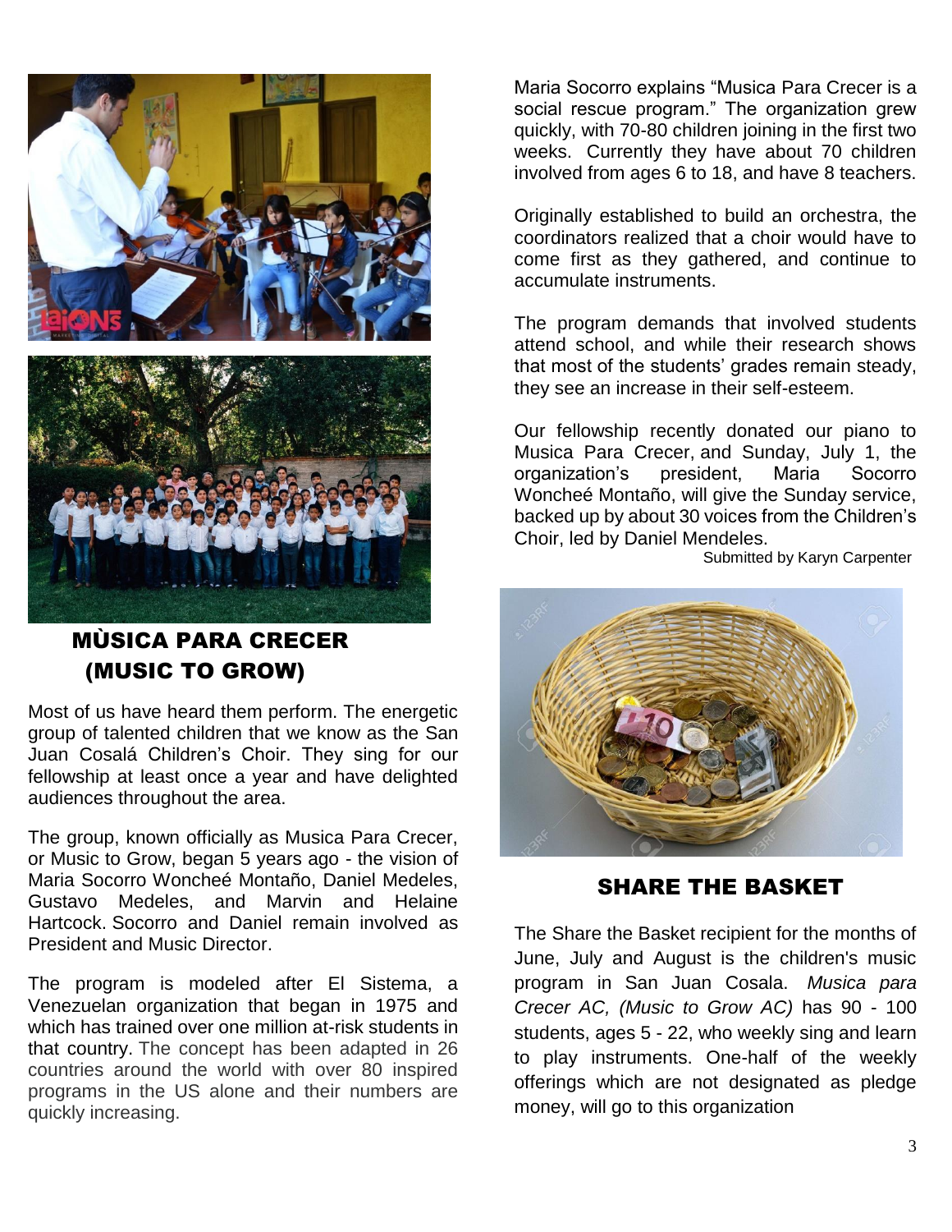## MÙSICA PARA CRECER (MUSIC TO GROW)

Most of us have heard them perform. The energetic group of talented children that we know as the San Juan Cosalá Children's Choir. They sing for our fellowship at least once a year and have delighted audiences throughout the area.

The group, known officially as Musica Para Crecer, or Music to Grow, began 5 years ago - the vision of Maria Socorro Wonchéé Montaño, Daniel Medeles, Gustavo Medeles, and Marvin and Helaine Hartcock. Socorro and Daniel remain involved as President and Music Director.

The program is modeled after El Sistema, a Venezuelan organization that began in 1975 and which has trained over one million at-risk students in that country. The concept has been adapted in 26 countries around the world with over 80 inspired programs in the US alone and their numbers are quickly increasing.

Maria Socorro explains "Musica Para Crecer is a social rescue program." The organization grew quickly, with 70-80 children joining in the first two weeks. Currently they have about 70 children involved from ages 6 to 18, and have 8 teachers.

Originally established to build an orchestra, the coordinators realized that a choir would have to come first as they gathered, and continue to accumulate instruments.

The program demands that involved students attend school, and while their research shows that most of the students' grades remain steady, they see an increase in their self-esteem.

Our fellowship recently donated our piano to Musica Para Crecer, and Sunday, July 1, the organization's president, Maria Socorro Wonchéé Montaño, will give the Sunday service, backed up by about 30 voices from the Children's Choir, led by Daniel Mendeles.

Submitted by Karyn Carpenter

## SHARE THE BASKET

The Share the Basket recipient for the months of June, July and August is the children's music program in San Juan Cosala. *Musica para Crecer AC, (Music to Grow AC)* has 90 - 100 students, ages 5 - 22, who weekly sing and learn to play instruments. One-half of the weekly offerings which are not designated as pledge money, will go to this organization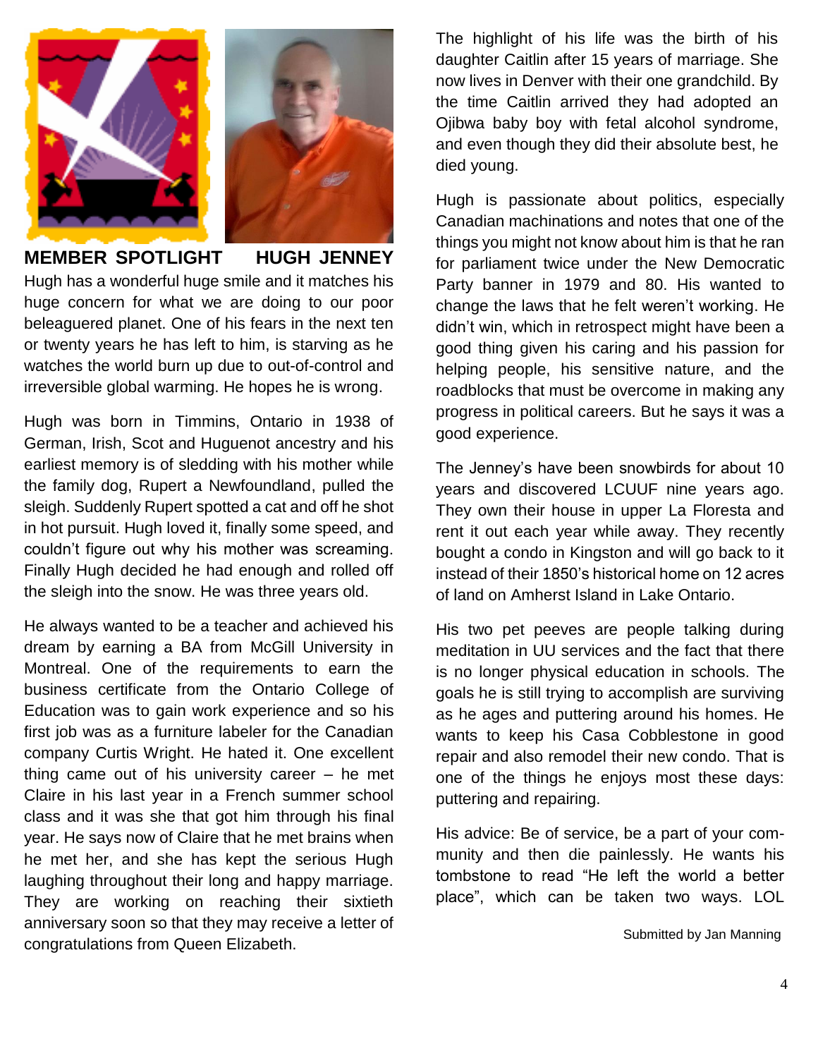## MEMBER SPOTLIGHT HUGH JENNEY

Hugh has a wonderful huge smile and it matches his huge concern for what we are doing to our poor beleaguered planet. One of his fears in the next ten or twenty years he has left to him, is starving as he watches the world burn up due to out-of-control and irreversible global warming. He hopes he is wrong.

Hugh was born in Timmins, Ontario in 1938 of German, Irish, Scot and Huguenot ancestry and his earliest memory is of sledding with his mother while the family dog, Rupert a Newfoundland, pulled the sleigh. Suddenly Rupert spotted a cat and off he shot in hot pursuit. Hugh loved it, finally some speed, and couldn't figure out why his mother was screaming. Finally Hugh decided he had enough and rolled off the sleigh into the snow. He was three years old.

He always wanted to be a teacher and achieved his dream by earning a BA from McGill University in Montreal. One of the requirements to earn the business certificate from the Ontario College of Education was to gain work experience and so his first job was as a furniture labeler for the Canadian company Curtis Wright. He hated it. One excellent thing came out of his university career – he met Claire in his last year in a French summer school class and it was she that got him through his final year. He says now of Claire that he met brains when he met her, and she has kept the serious Hugh laughing throughout their long and happy marriage. They are working on reaching their sixtieth anniversary soon so that they may receive a letter of congratulations from Queen Elizabeth.

The highlight of his life was the birth of his daughter Caitlin after 15 years of marriage. She now lives in Denver with their one grandchild. By the time Caitlin arrived they had adopted an Ojibwa baby boy with fetal alcohol syndrome, and even though they did their absolute best, he died young.

Hugh is passionate about politics, especially Canadian machinations and notes that one of the things you might not know about him is that he ran for parliament twice under the New Democratic Party banner in 1979 and 80. His wanted to change the laws that he felt weren't working. He didn't win, which in retrospect might have been a good thing given his caring and his passion for helping people, his sensitive nature, and the roadblocks that must be overcome in making any progress in political careers. But he says it was a good experience.

The Jenney's have been snowbirds for about 10 years and discovered LCUUF nine years ago. They own their house in upper La Floresta and rent it out each year while away. They recently bought a condo in Kingston and will go back to it instead of their 1850's historical home on 12 acres of land on Amherst Island in Lake Ontario.

His two pet peeves are people talking during meditation in UU services and the fact that there is no longer physical education in schools. The goals he is still trying to accomplish are surviving as he ages and puttering around his homes. He wants to keep his Casa Cobblestone in good repair and also remodel their new condo. That is one of the things he enjoys most these days: puttering and repairing.

His advice: Be of service, be a part of your community and then die painlessly. He wants his tombstone to read "He left the world a better place", which can be taken two ways. LOL

Submitted by Jan Manning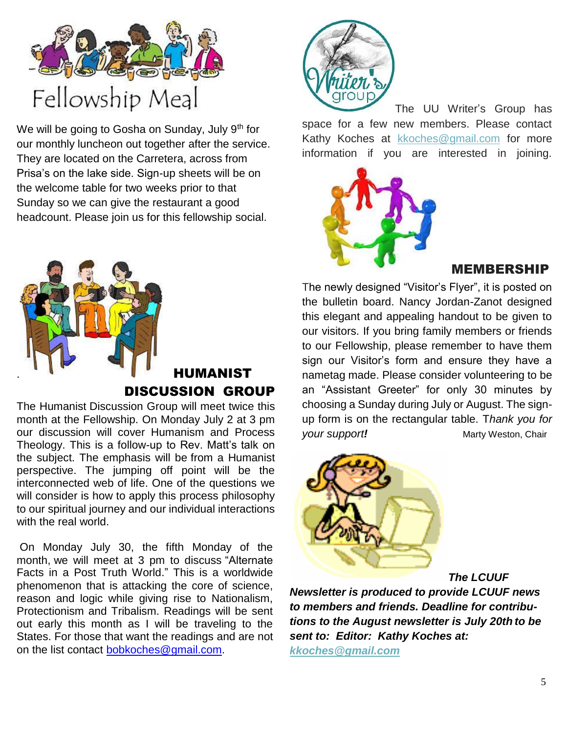# Fellowship Meal

We will be going to Gosha on Sunday, July 9th for our monthly luncheon out together after the service. They are located on the Carretera, across from Prisa's on the lake side. Sign-up sheets will be on the welcome table for two weeks prior to that Sunday so we can give the restaurant a good headcount. Please join us for this fellowship social.

## HUMANIST DISCUSSION GROUP

The Humanist Discussion Group will meet twice this month at the Fellowship. On Monday July 2 at 3 pm our discussion will cover Humanism and Process Theology. This is a follow-up to Rev. Matt's talk on the subject. The emphasis will be from a Humanist perspective. The jumping off point will be the interconnected web of life. One of the questions we will consider is how to apply this process philosophy to our spiritual journey and our individual interactions with the real world.

On Monday July 30, the fifth Monday of the month, we will meet at 3 pm to discuss "Alternate Facts in a Post Truth World." This is a worldwide phenomenon that is attacking the core of science, reason and logic while giving rise to Nationalism, Protectionism and Tribalism. Readings will be sent out early this month as I will be traveling to the States. For those that want the readings and are not on the list contact bobkoches@gmail.com.

## Writer's group

The UU Writer's Group has space for a few new members. Please contact Kathy Koches at kkoches@gmail.com for more information if you are interested in joining.

## MEMBERSHIP

The newly designed "Visitor's Flyer", it is posted on the bulletin board. Nancy Jordan-Zanot designed this elegant and appealing handout to be given to our visitors. If you bring family members or friends to our Fellowship, please remember to have them sign our Visitor's form and ensure they have a nametag made. Please consider volunteering to be an "Assistant Greeter" for only 30 minutes by choosing a Sunday during July or August. The sign-up form is on the rectangular table. *Thank you for your support!*

Marty Weston, Chair

***The LCUUF Newsletter is produced to provide LCUUF news to members and friends. Deadline for contributions to the August newsletter is July 20th to be sent to: Editor: Kathy Koches at: kkoches@gmail.com***